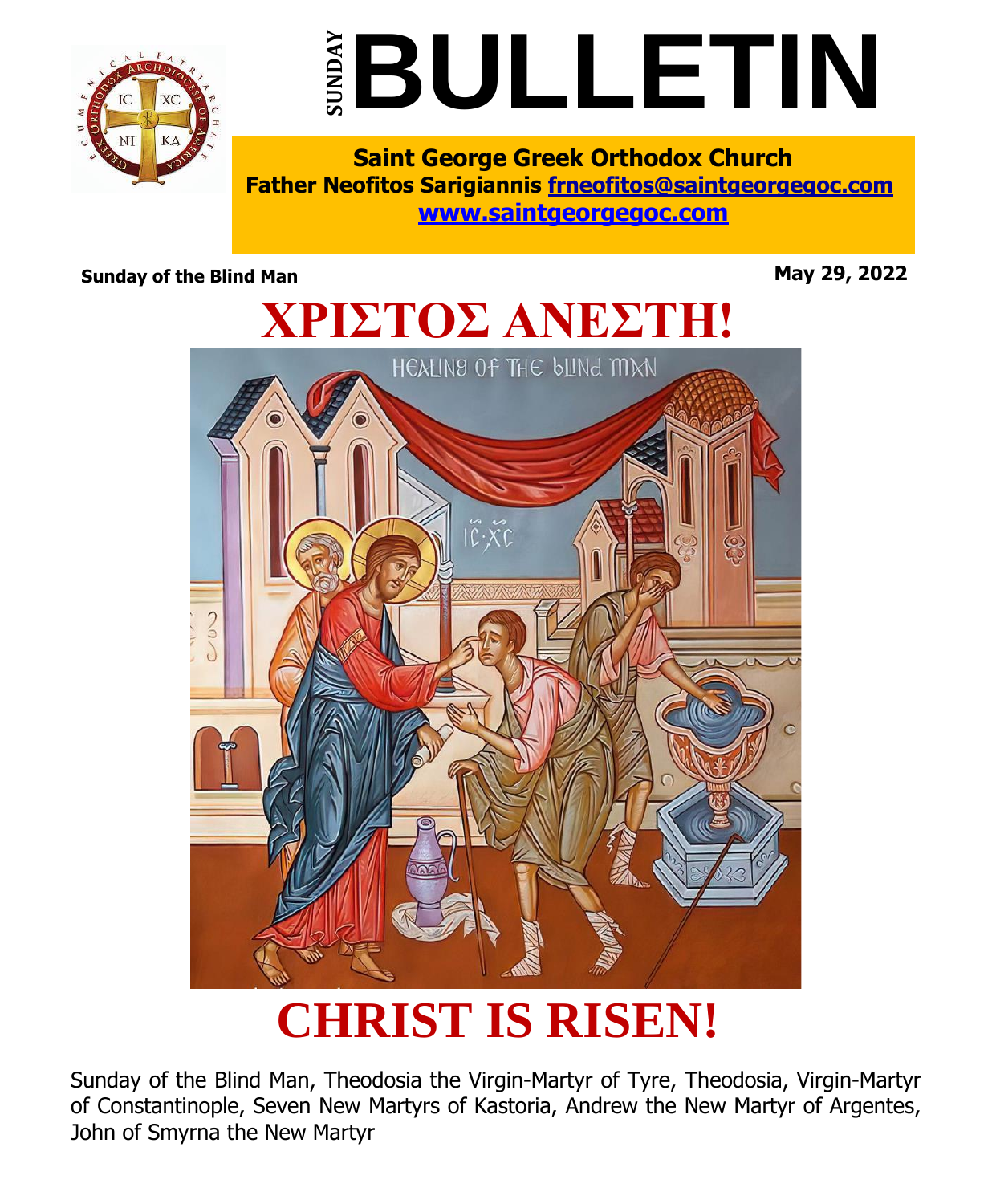# SUNDAY BULLETIN

**Saint George Greek Orthodox Church**
**Father Neofitos Sarigiannis [frneofitos@saintgeorgegoc.com](mailto:frneofitos@saintgeorgegoc.com)**
**[www.saintgeorgegoc.com](http://www.saintgeorgegoc.com)**

**Sunday of the Blind Man** **May 29, 2022**

# ΧΡΙΣΤΟΣ ΑΝΕΣΤΗ!

# CHRIST IS RISEN!

Sunday of the Blind Man, Theodosia the Virgin-Martyr of Tyre, Theodosia, Virgin-Martyr of Constantinople, Seven New Martyrs of Kastoria, Andrew the New Martyr of Argentes, John of Smyrna the New Martyr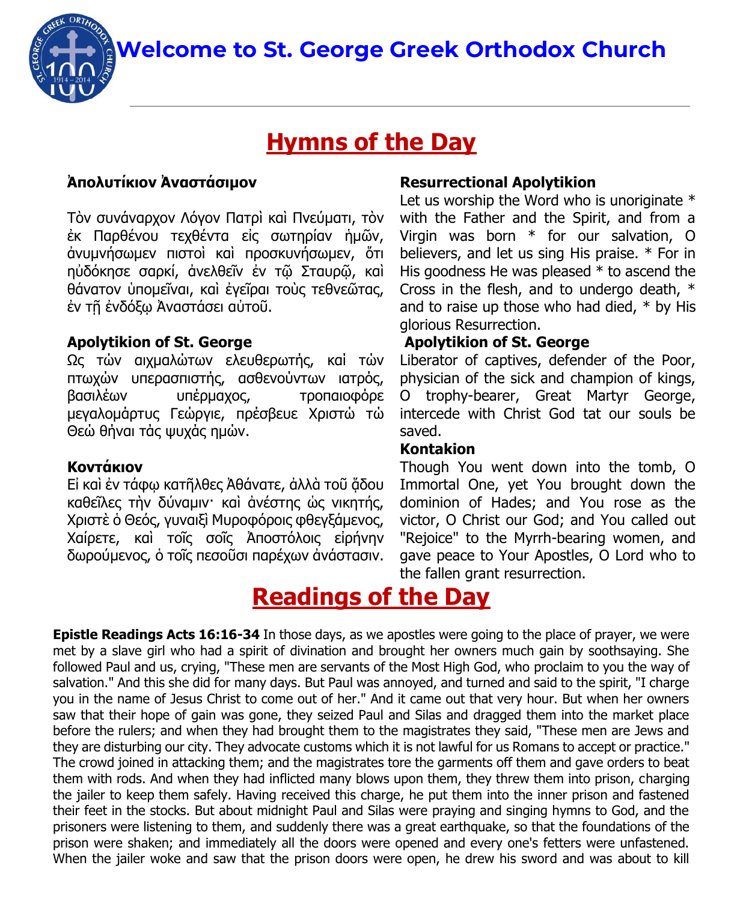# Welcome to St. George Greek Orthodox Church

## Hymns of the Day

**Ἀπολυτίκιον Ἀναστάσιμον**

Τὸν συνάναρχον Λόγον Πατρὶ καὶ Πνεύματι, τὸν ἐκ Παρθένου τεχθέντα εἰς σωτηρίαν ἡμῶν, ἀνυμνήσωμεν πιστοὶ καὶ προσκυνήσωμεν, ὅτι ηὐδόκησε σαρκί, ἀνελθεῖν ἐν τῷ Σταυρῷ, καὶ θάνατον ὑπομεῖναι, καὶ ἐγεῖραι τοὺς τεθνεῶτας, ἐν τῇ ἐνδόξῳ Ἀναστάσει αὐτοῦ.

**Resurrectional Apolytikion**

Let us worship the Word who is unoriginate * with the Father and the Spirit, and from a Virgin was born * for our salvation, O believers, and let us sing His praise. * For in His goodness He was pleased * to ascend the Cross in the flesh, and to undergo death, * and to raise up those who had died, * by His glorious Resurrection.

**Apolytikion of St. George**

Ως τών αιχμαλώτων ελευθερωτής, καί τών πτωχών υπερασπιστής, ασθενούντων ιατρός, βασιλέων υπέρμαχος, τροπαιοφόρε μεγαλομάρτυς Γεώργιε, πρέσβευε Χριστώ τώ Θεώ θήναι τάς ψυχάς ημών.

**Apolytikion of St. George**

Liberator of captives, defender of the Poor, physician of the sick and champion of kings, O trophy-bearer, Great Martyr George, intercede with Christ God tat our souls be saved.

**Κοντάκιον**

Εἰ καὶ ἐν τάφῳ κατῆλθες Ἀθάνατε, ἀλλὰ τοῦ ᾅδου καθεῖλες τὴν δύναμιν· καὶ ἀνέστης ὡς νικητής, Χριστὲ ὁ Θεός, γυναιξὶ Μυροφόροις φθεγξάμενος, Χαίρετε, καὶ τοῖς σοῖς Ἀποστόλοις εἰρήνην δωρούμενος, ὁ τοῖς πεσοῦσι παρέχων ἀνάστασιν.

**Kontakion**

Though You went down into the tomb, O Immortal One, yet You brought down the dominion of Hades; and You rose as the victor, O Christ our God; and You called out "Rejoice" to the Myrrh-bearing women, and gave peace to Your Apostles, O Lord who to the fallen grant resurrection.

## Readings of the Day

**Epistle Readings Acts 16:16-34** In those days, as we apostles were going to the place of prayer, we were met by a slave girl who had a spirit of divination and brought her owners much gain by soothsaying. She followed Paul and us, crying, "These men are servants of the Most High God, who proclaim to you the way of salvation." And this she did for many days. But Paul was annoyed, and turned and said to the spirit, "I charge you in the name of Jesus Christ to come out of her." And it came out that very hour. But when her owners saw that their hope of gain was gone, they seized Paul and Silas and dragged them into the market place before the rulers; and when they had brought them to the magistrates they said, "These men are Jews and they are disturbing our city. They advocate customs which it is not lawful for us Romans to accept or practice." The crowd joined in attacking them; and the magistrates tore the garments off them and gave orders to beat them with rods. And when they had inflicted many blows upon them, they threw them into prison, charging the jailer to keep them safely. Having received this charge, he put them into the inner prison and fastened their feet in the stocks. But about midnight Paul and Silas were praying and singing hymns to God, and the prisoners were listening to them, and suddenly there was a great earthquake, so that the foundations of the prison were shaken; and immediately all the doors were opened and every one's fetters were unfastened. When the jailer woke and saw that the prison doors were open, he drew his sword and was about to kill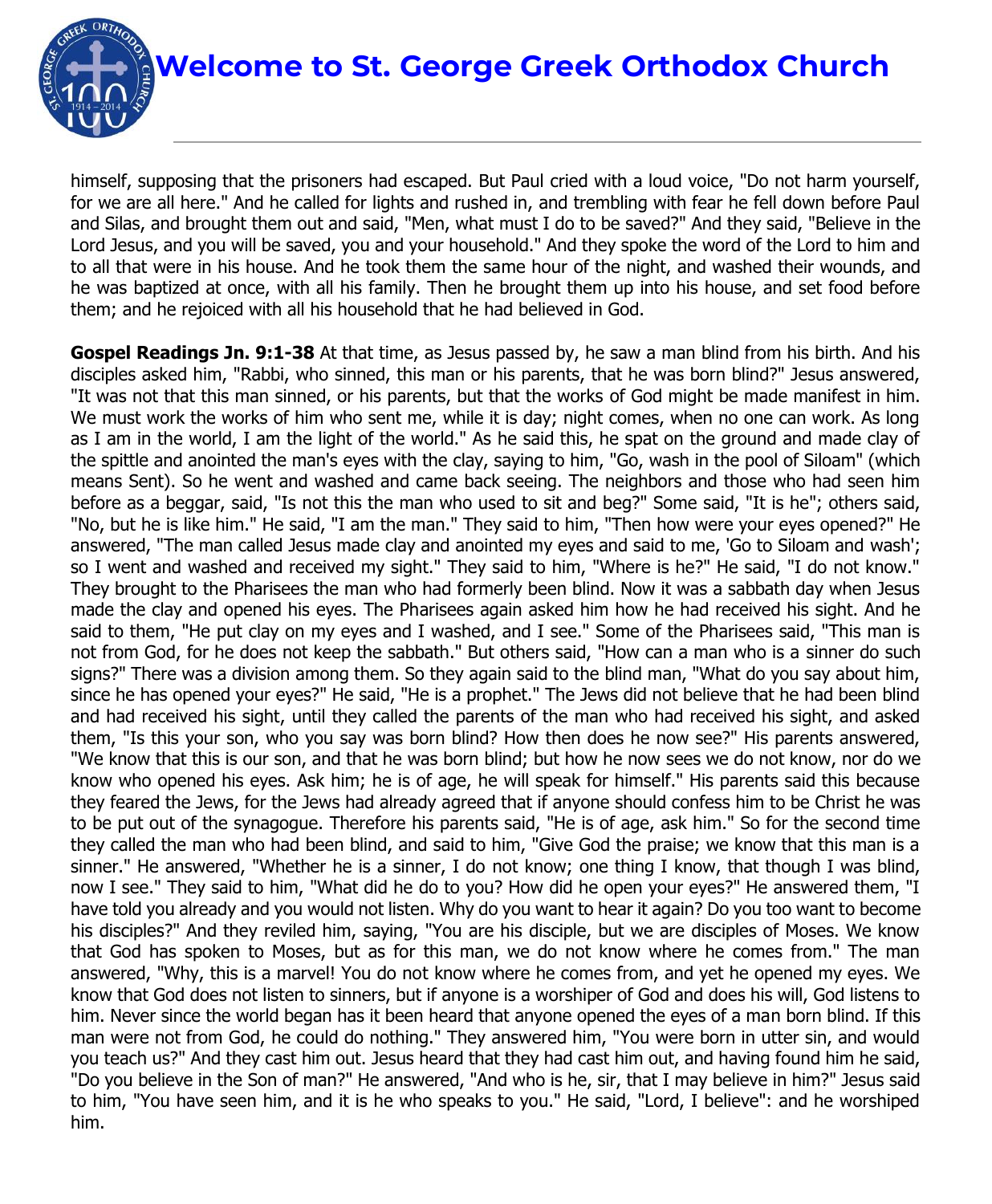himself, supposing that the prisoners had escaped. But Paul cried with a loud voice, "Do not harm yourself, for we are all here." And he called for lights and rushed in, and trembling with fear he fell down before Paul and Silas, and brought them out and said, "Men, what must I do to be saved?" And they said, "Believe in the Lord Jesus, and you will be saved, you and your household." And they spoke the word of the Lord to him and to all that were in his house. And he took them the same hour of the night, and washed their wounds, and he was baptized at once, with all his family. Then he brought them up into his house, and set food before them; and he rejoiced with all his household that he had believed in God.

**Gospel Readings Jn. 9:1-38** At that time, as Jesus passed by, he saw a man blind from his birth. And his disciples asked him, "Rabbi, who sinned, this man or his parents, that he was born blind?" Jesus answered, "It was not that this man sinned, or his parents, but that the works of God might be made manifest in him. We must work the works of him who sent me, while it is day; night comes, when no one can work. As long as I am in the world, I am the light of the world." As he said this, he spat on the ground and made clay of the spittle and anointed the man's eyes with the clay, saying to him, "Go, wash in the pool of Siloam" (which means Sent). So he went and washed and came back seeing. The neighbors and those who had seen him before as a beggar, said, "Is not this the man who used to sit and beg?" Some said, "It is he"; others said, "No, but he is like him." He said, "I am the man." They said to him, "Then how were your eyes opened?" He answered, "The man called Jesus made clay and anointed my eyes and said to me, 'Go to Siloam and wash'; so I went and washed and received my sight." They said to him, "Where is he?" He said, "I do not know." They brought to the Pharisees the man who had formerly been blind. Now it was a sabbath day when Jesus made the clay and opened his eyes. The Pharisees again asked him how he had received his sight. And he said to them, "He put clay on my eyes and I washed, and I see." Some of the Pharisees said, "This man is not from God, for he does not keep the sabbath." But others said, "How can a man who is a sinner do such signs?" There was a division among them. So they again said to the blind man, "What do you say about him, since he has opened your eyes?" He said, "He is a prophet." The Jews did not believe that he had been blind and had received his sight, until they called the parents of the man who had received his sight, and asked them, "Is this your son, who you say was born blind? How then does he now see?" His parents answered, "We know that this is our son, and that he was born blind; but how he now sees we do not know, nor do we know who opened his eyes. Ask him; he is of age, he will speak for himself." His parents said this because they feared the Jews, for the Jews had already agreed that if anyone should confess him to be Christ he was to be put out of the synagogue. Therefore his parents said, "He is of age, ask him." So for the second time they called the man who had been blind, and said to him, "Give God the praise; we know that this man is a sinner." He answered, "Whether he is a sinner, I do not know; one thing I know, that though I was blind, now I see." They said to him, "What did he do to you? How did he open your eyes?" He answered them, "I have told you already and you would not listen. Why do you want to hear it again? Do you too want to become his disciples?" And they reviled him, saying, "You are his disciple, but we are disciples of Moses. We know that God has spoken to Moses, but as for this man, we do not know where he comes from." The man answered, "Why, this is a marvel! You do not know where he comes from, and yet he opened my eyes. We know that God does not listen to sinners, but if anyone is a worshiper of God and does his will, God listens to him. Never since the world began has it been heard that anyone opened the eyes of a man born blind. If this man were not from God, he could do nothing." They answered him, "You were born in utter sin, and would you teach us?" And they cast him out. Jesus heard that they had cast him out, and having found him he said, "Do you believe in the Son of man?" He answered, "And who is he, sir, that I may believe in him?" Jesus said to him, "You have seen him, and it is he who speaks to you." He said, "Lord, I believe": and he worshiped him.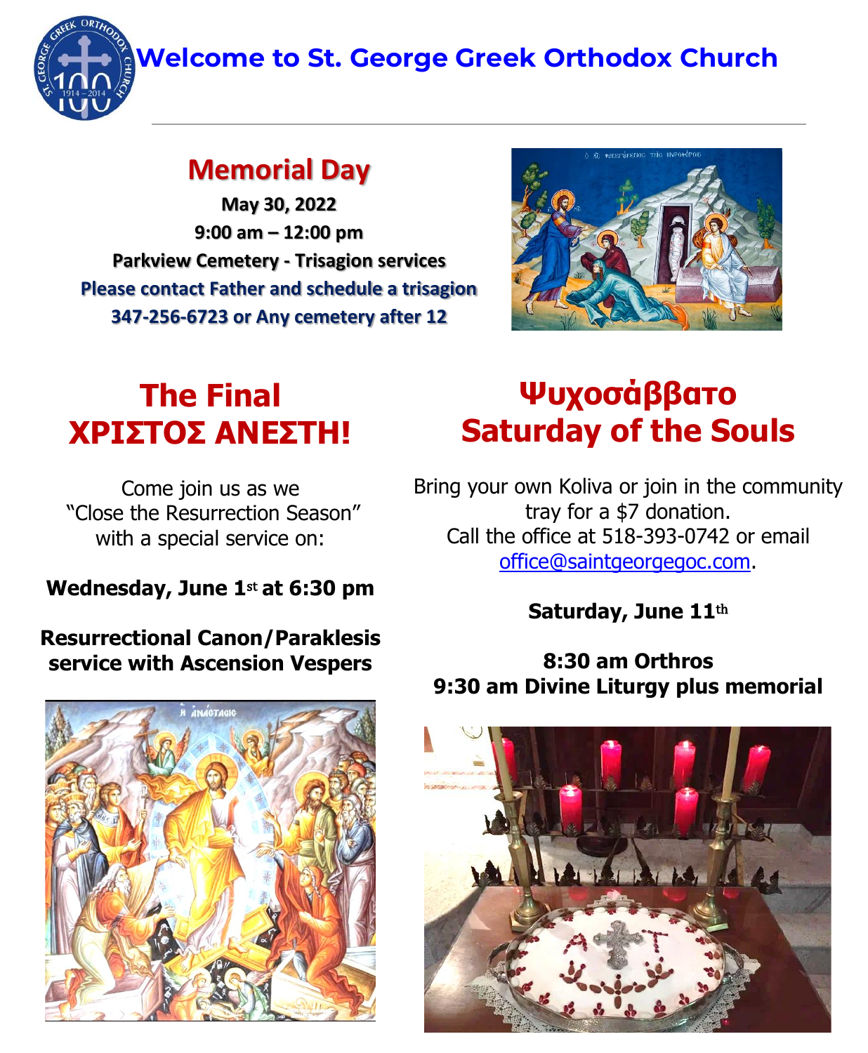# Welcome to St. George Greek Orthodox Church

## Memorial Day

**May 30, 2022**

**9:00 am – 12:00 pm**

**Parkview Cemetery - Trisagion services**

**Please contact Father and schedule a trisagion**

**347-256-6723 or Any cemetery after 12**

## The Final ΧΡΙΣΤΟΣ ΑΝΕΣΤΗ!

Come join us as we "Close the Resurrection Season" with a special service on:

**Wednesday, June 1st at 6:30 pm**

**Resurrectional Canon/Paraklesis service with Ascension Vespers**

## Ψυχοσάββατο Saturday of the Souls

Bring your own Koliva or join in the community tray for a $7 donation. Call the office at 518-393-0742 or email office@saintgeorgegoc.com.

**Saturday, June 11th**

**8:30 am Orthros**
**9:30 am Divine Liturgy plus memorial**